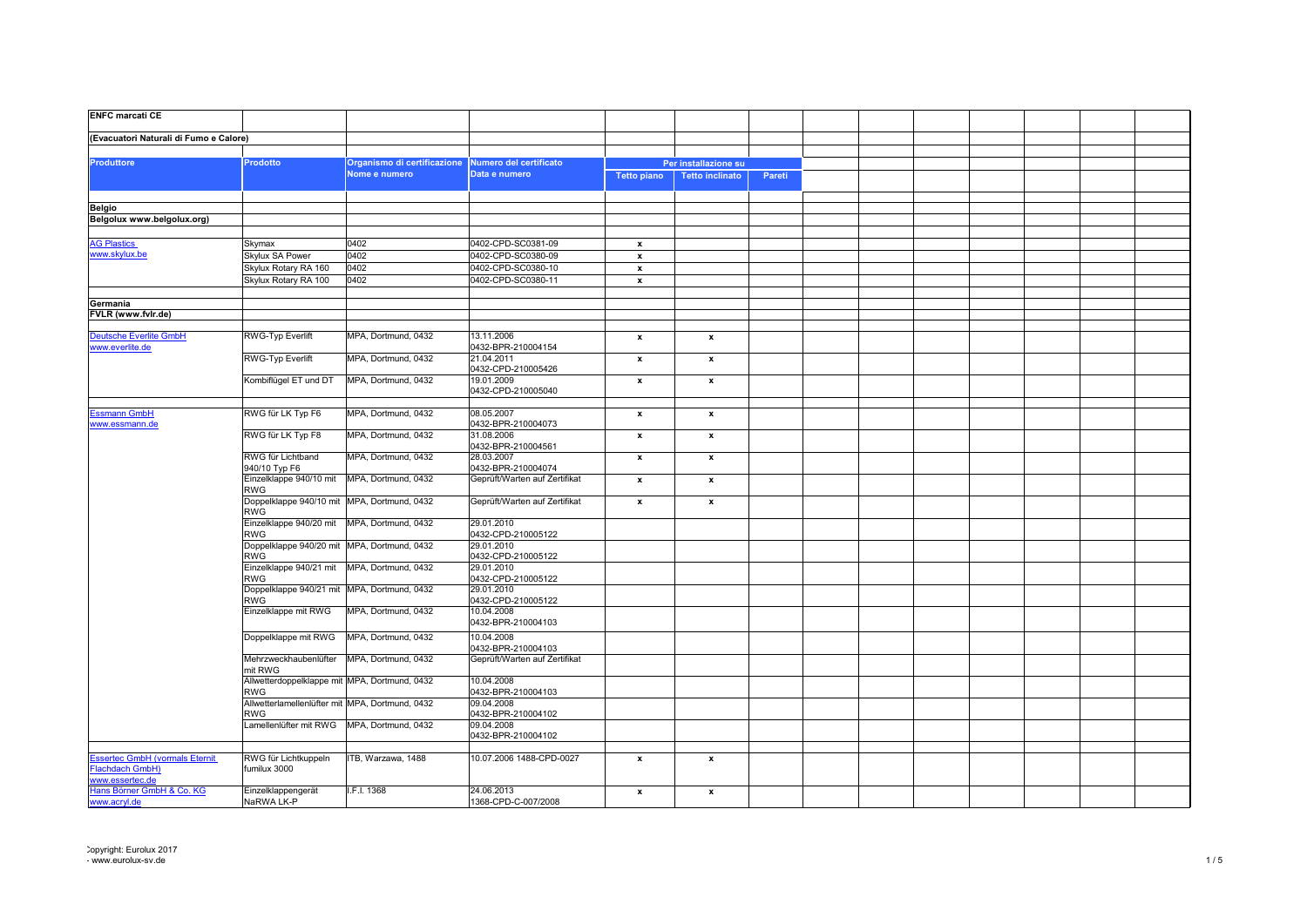**ENFC marcati CE**

**(Evacuatori Naturali di Fumo e Calore)**

| Produttore | Prodotto | Organismo di certificazione Nome e numero | Numero del certificato Data e numero | Per installazione su | | |
|---|---|---|---|---|---|---|
| | | | | Tetto piano | Tetto inclinato | Pareti |
| **Belgio** | | | | | | |
| **Belgolux www.belgolux.org)** | | | | | | |
| AG Plastics www.skylux.be | Skymax | 0402 | 0402-CPD-SC0381-09 | x | | |
| | Skylux SA Power | 0402 | 0402-CPD-SC0380-09 | x | | |
| | Skylux Rotary RA 160 | 0402 | 0402-CPD-SC0380-10 | x | | |
| | Skylux Rotary RA 100 | 0402 | 0402-CPD-SC0380-11 | x | | |
| **Germania** | | | | | | |
| **FVLR (www.fvlr.de)** | | | | | | |
| Deutsche Everlite GmbH www.everlite.de | RWG-Typ Everlift | MPA, Dortmund, 0432 | 13.11.2006 0432-BPR-210004154 | x | x | |
| | RWG-Typ Everlift | MPA, Dortmund, 0432 | 21.04.2011 0432-CPD-210005426 | x | x | |
| | Kombiflügel ET und DT | MPA, Dortmund, 0432 | 19.01.2009 0432-CPD-210005040 | x | x | |
| Essmann GmbH www.essmann.de | RWG für LK Typ F6 | MPA, Dortmund, 0432 | 08.05.2007 0432-BPR-210004073 | x | x | |
| | RWG für LK Typ F8 | MPA, Dortmund, 0432 | 31.08.2006 0432-BPR-210004561 | x | x | |
| | RWG für Lichtband 940/10 Typ F6 | MPA, Dortmund, 0432 | 28.03.2007 0432-BPR-210004074 | x | x | |
| | Einzelklappe 940/10 mit RWG | MPA, Dortmund, 0432 | Geprüft/Warten auf Zertifikat | x | x | |
| | Doppelklappe 940/10 mit RWG | MPA, Dortmund, 0432 | Geprüft/Warten auf Zertifikat | x | x | |
| | Einzelklappe 940/20 mit RWG | MPA, Dortmund, 0432 | 29.01.2010 0432-CPD-210005122 | | | |
| | Doppelklappe 940/20 mit RWG | MPA, Dortmund, 0432 | 29.01.2010 0432-CPD-210005122 | | | |
| | Einzelklappe 940/21 mit RWG | MPA, Dortmund, 0432 | 29.01.2010 0432-CPD-210005122 | | | |
| | Doppelklappe 940/21 mit RWG | MPA, Dortmund, 0432 | 29.01.2010 0432-CPD-210005122 | | | |
| | Einzelklappe mit RWG | MPA, Dortmund, 0432 | 10.04.2008 0432-BPR-210004103 | | | |
| | Doppelklappe mit RWG | MPA, Dortmund, 0432 | 10.04.2008 0432-BPR-210004103 | | | |
| | Mehrzweckhaubenlüfter mit RWG | MPA, Dortmund, 0432 | Geprüft/Warten auf Zertifikat | | | |
| | Allwetterdoppelklappe mit RWG | MPA, Dortmund, 0432 | 10.04.2008 0432-BPR-210004103 | | | |
| | Allwetterlamellenlüfter mit RWG | MPA, Dortmund, 0432 | 09.04.2008 0432-BPR-210004102 | | | |
| | Lamellenlüfter mit RWG | MPA, Dortmund, 0432 | 09.04.2008 0432-BPR-210004102 | | | |
| Essertec GmbH (vormals Eternit Flachdach GmbH) www.essertec.de | RWG für Lichtkuppeln fumilux 3000 | ITB, Warzawa, 1488 | 10.07.2006 1488-CPD-0027 | x | x | |
| Hans Börner GmbH & Co. KG www.acryl.de | Einzelklappengerät NaRWA LK-P | I.F.I. 1368 | 24.06.2013 1368-CPD-C-007/2008 | x | x | |

Copyright: Eurolux 2017
- www.eurolux-sv.de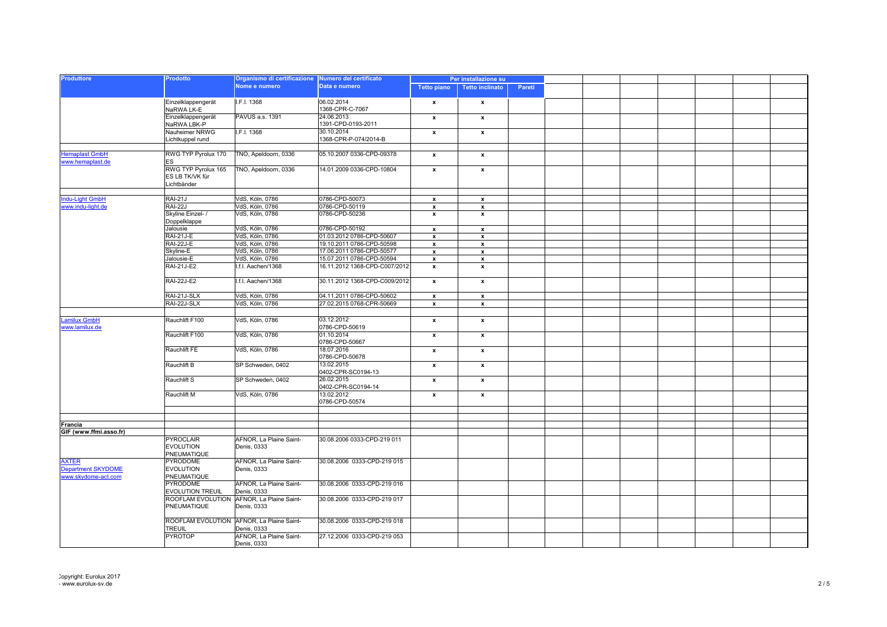| Produttore | Prodotto | Organismo di certificazione Nome e numero | Numero del certificato Data e numero | Per installazione su | | | | | | | | | |
|---|---|---|---|---|---|---|---|---|---|---|---|---|---|
| | | | | Tetto piano | Tetto inclinato | Pareti | | | | | | | |
| | Einzelklappengerät NaRWA LK-E | I.F.I. 1368 | 06.02.2014 1368-CPR-C-7067 | x | x | | | | | | | | |
| | Einzelklappengerät NaRWA LBK-P | PAVUS a.s. 1391 | 24.06.2013 1391-CPD-0193-2011 | x | x | | | | | | | | |
| | Nauheimer NRWG Lichtkuppel rund | I.F.I. 1368 | 30.10.2014 1368-CPR-P-074/2014-B | x | x | | | | | | | | |
| | | | | | | | | | | | | | |
| Hemaplast GmbH www.hemaplast.de | RWG TYP Pyrolux 170 ES | TNO, Apeldoorn, 0336 | 05.10.2007 0336-CPD-09378 | x | x | | | | | | | | |
| | RWG TYP Pyrolux 165 ES LB TK/VK für Lichtbänder | TNO, Apeldoorn, 0336 | 14.01.2009 0336-CPD-10804 | x | x | | | | | | | | |
| | | | | | | | | | | | | | |
| Indu-Light GmbH www.indu-light.de | RAI-21J | VdS, Köln, 0786 | 0786-CPD-50073 | x | x | | | | | | | | |
| | RAI-22J | VdS, Köln, 0786 | 0786-CPD-50119 | x | x | | | | | | | | |
| | Skyline Einzel- / Doppelklappe | VdS, Köln, 0786 | 0786-CPD-50236 | x | x | | | | | | | | |
| | Jalousie | VdS, Köln, 0786 | 0786-CPD-50192 | x | x | | | | | | | | |
| | RAI-21J-E | VdS, Köln, 0786 | 01.03.2012 0786-CPD-50607 | x | x | | | | | | | | |
| | RAI-22J-E | VdS, Köln, 0786 | 19.10.2011 0786-CPD-50598 | x | x | | | | | | | | |
| | Skyline-E | VdS, Köln, 0786 | 17.06.2011 0786-CPD-50577 | x | x | | | | | | | | |
| | Jalousie-E | VdS, Köln, 0786 | 15.07.2011 0786-CPD-50594 | x | x | | | | | | | | |
| | RAI-21J-E2 | I.f.I. Aachen/1368 | 16.11.2012 1368-CPD-C007/2012 | x | x | | | | | | | | |
| | RAI-22J-E2 | I.f.I. Aachen/1368 | 30.11.2012 1368-CPD-C009/2012 | x | x | | | | | | | | |
| | RAI-21J-SLX | VdS, Köln, 0786 | 04.11.2011 0786-CPD-50602 | x | x | | | | | | | | |
| | RAI-22J-SLX | VdS, Köln, 0786 | 27.02.2015 0768-CPR-50669 | x | x | | | | | | | | |
| | | | | | | | | | | | | | |
| Lamilux GmbH www.lamilux.de | Rauchlift F100 | VdS, Köln, 0786 | 03.12.2012 0786-CPD-50619 | x | x | | | | | | | | |
| | Rauchlift F100 | VdS, Köln, 0786 | 01.10.2014 0786-CPD-50667 | x | x | | | | | | | | |
| | Rauchlift FE | VdS, Köln, 0786 | 18.07.2016 0786-CPD-50678 | x | x | | | | | | | | |
| | Rauchlift B | SP Schweden, 0402 | 13.02.2015 0402-CPR-SC0194-13 | x | x | | | | | | | | |
| | Rauchlift S | SP Schweden, 0402 | 26.02.2015 0402-CPR-SC0194-14 | x | x | | | | | | | | |
| | Rauchlift M | VdS, Köln, 0786 | 13.02.2012 0786-CPD-50574 | x | x | | | | | | | | |
| | | | | | | | | | | | | | |
| | | | | | | | | | | | | | |
| **Francia** | | | | | | | | | | | | | |
| **GIF (www.ffmi.asso.fr)** | | | | | | | | | | | | | |
| | PYROCLAIR EVOLUTION PNEUMATIQUE | AFNOR, La Plaine Saint-Denis, 0333 | 30.08.2006 0333-CPD-219 011 | | | | | | | | | | |
| AXTER Department SKYDOME www.skydome-act.com | PYRODOME EVOLUTION PNEUMATIQUE | AFNOR, La Plaine Saint-Denis, 0333 | 30.08.2006 0333-CPD-219 015 | | | | | | | | | | |
| | PYRODOME EVOLUTION TREUIL | AFNOR, La Plaine Saint-Denis, 0333 | 30.08.2006 0333-CPD-219 016 | | | | | | | | | | |
| | ROOFLAM EVOLUTION PNEUMATIQUE | AFNOR, La Plaine Saint-Denis, 0333 | 30.08.2006 0333-CPD-219 017 | | | | | | | | | | |
| | ROOFLAM EVOLUTION TREUIL | AFNOR, La Plaine Saint-Denis, 0333 | 30.08.2006 0333-CPD-219 018 | | | | | | | | | | |
| | PYROTOP | AFNOR, La Plaine Saint-Denis, 0333 | 27.12.2006 0333-CPD-219 053 | | | | | | | | | | |

Copyright: Eurolux 2017
- www.eurolux-sv.de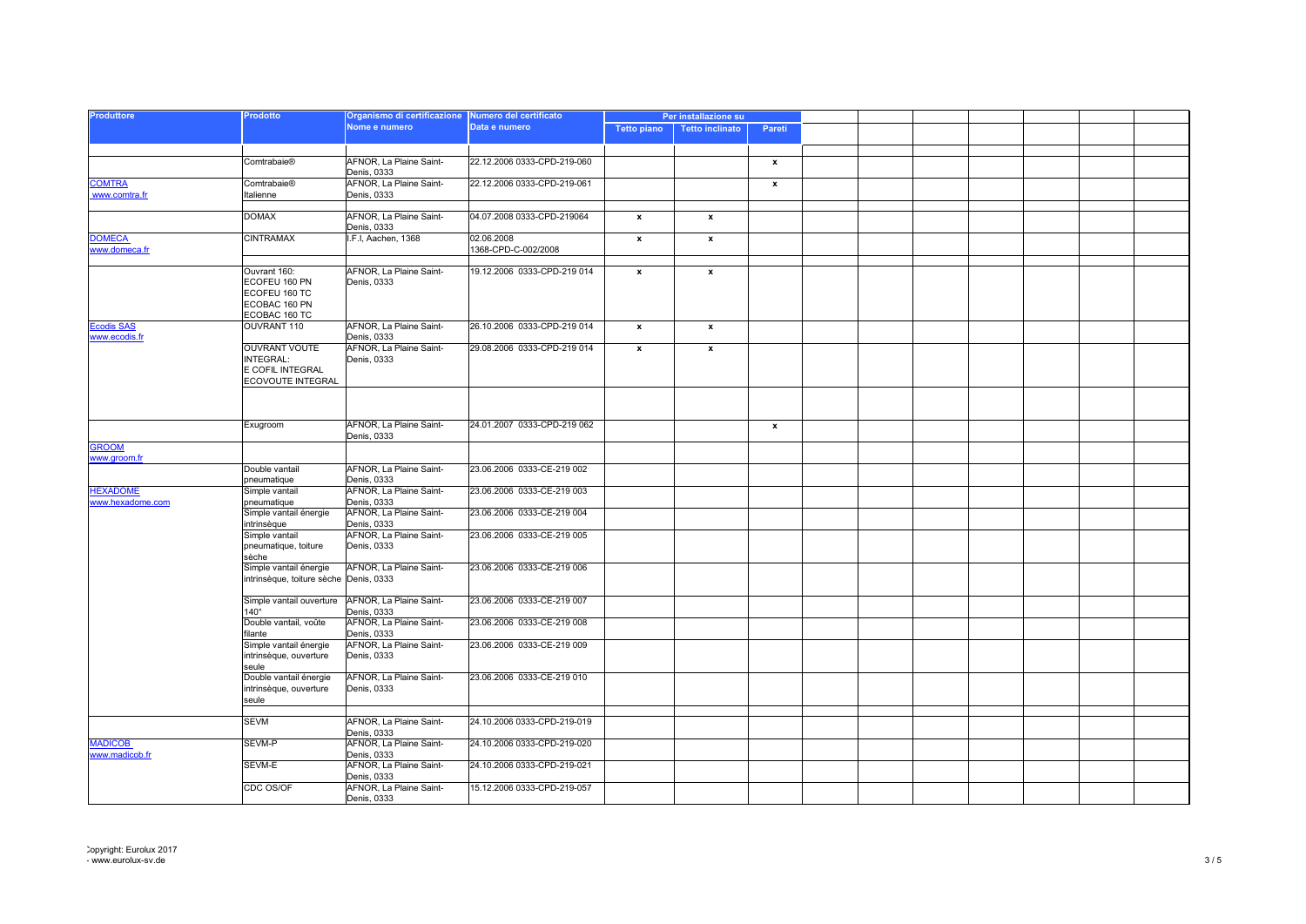| Produttore | Prodotto | Organismo di certificazione Nome e numero | Numero del certificato Data e numero | Per installazione su | | | | | | | | | |
|---|---|---|---|---|---|---|---|---|---|---|---|---|---|
| | | | | Tetto piano | Tetto inclinato | Pareti | | | | | | | |
| | | | | | | | | | | | | | |
| | Comtrabaie® | AFNOR, La Plaine Saint-Denis, 0333 | 22.12.2006 0333-CPD-219-060 | | | x | | | | | | | |
| COMTRA www.comtra.fr | Comtrabaie® Italienne | AFNOR, La Plaine Saint-Denis, 0333 | 22.12.2006 0333-CPD-219-061 | | | x | | | | | | | |
| | | | | | | | | | | | | | |
| | DOMAX | AFNOR, La Plaine Saint-Denis, 0333 | 04.07.2008 0333-CPD-219064 | x | x | | | | | | | | |
| DOMECA www.domeca.fr | CINTRAMAX | I.F.I, Aachen, 1368 | 02.06.2008 1368-CPD-C-002/2008 | x | x | | | | | | | | |
| | | | | | | | | | | | | | |
| | Ouvrant 160: ECOFEU 160 PN ECOFEU 160 TC ECOBAC 160 PN ECOBAC 160 TC | AFNOR, La Plaine Saint-Denis, 0333 | 19.12.2006 0333-CPD-219 014 | x | x | | | | | | | | |
| Ecodis SAS www.ecodis.fr | OUVRANT 110 | AFNOR, La Plaine Saint-Denis, 0333 | 26.10.2006 0333-CPD-219 014 | x | x | | | | | | | | |
| | OUVRANT VOUTE INTEGRAL: E COFIL INTEGRAL ECOVOUTE INTEGRAL | AFNOR, La Plaine Saint-Denis, 0333 | 29.08.2006 0333-CPD-219 014 | x | x | | | | | | | | |
| | | | | | | | | | | | | | |
| | Exugroom | AFNOR, La Plaine Saint-Denis, 0333 | 24.01.2007 0333-CPD-219 062 | | | x | | | | | | | |
| GROOM www.groom.fr | | | | | | | | | | | | | |
| | Double vantail pneumatique | AFNOR, La Plaine Saint-Denis, 0333 | 23.06.2006 0333-CE-219 002 | | | | | | | | | | |
| HEXADOME www.hexadome.com | Simple vantail pneumatique | AFNOR, La Plaine Saint-Denis, 0333 | 23.06.2006 0333-CE-219 003 | | | | | | | | | | |
| | Simple vantail énergie intrinsèque | AFNOR, La Plaine Saint-Denis, 0333 | 23.06.2006 0333-CE-219 004 | | | | | | | | | | |
| | Simple vantail pneumatique, toiture sèche | AFNOR, La Plaine Saint-Denis, 0333 | 23.06.2006 0333-CE-219 005 | | | | | | | | | | |
| | Simple vantail énergie intrinsèque, toiture sèche | AFNOR, La Plaine Saint-Denis, 0333 | 23.06.2006 0333-CE-219 006 | | | | | | | | | | |
| | Simple vantail ouverture 140° | AFNOR, La Plaine Saint-Denis, 0333 | 23.06.2006 0333-CE-219 007 | | | | | | | | | | |
| | Double vantail, voûte filante | AFNOR, La Plaine Saint-Denis, 0333 | 23.06.2006 0333-CE-219 008 | | | | | | | | | | |
| | Simple vantail énergie intrinsèque, ouverture seule | AFNOR, La Plaine Saint-Denis, 0333 | 23.06.2006 0333-CE-219 009 | | | | | | | | | | |
| | Double vantail énergie intrinsèque, ouverture seule | AFNOR, La Plaine Saint-Denis, 0333 | 23.06.2006 0333-CE-219 010 | | | | | | | | | | |
| | | | | | | | | | | | | | |
| | SEVM | AFNOR, La Plaine Saint-Denis, 0333 | 24.10.2006 0333-CPD-219-019 | | | | | | | | | | |
| MADICOB www.madicob.fr | SEVM-P | AFNOR, La Plaine Saint-Denis, 0333 | 24.10.2006 0333-CPD-219-020 | | | | | | | | | | |
| | SEVM-E | AFNOR, La Plaine Saint-Denis, 0333 | 24.10.2006 0333-CPD-219-021 | | | | | | | | | | |
| | CDC OS/OF | AFNOR, La Plaine Saint-Denis, 0333 | 15.12.2006 0333-CPD-219-057 | | | | | | | | | | |

Copyright: Eurolux 2017
- www.eurolux-sv.de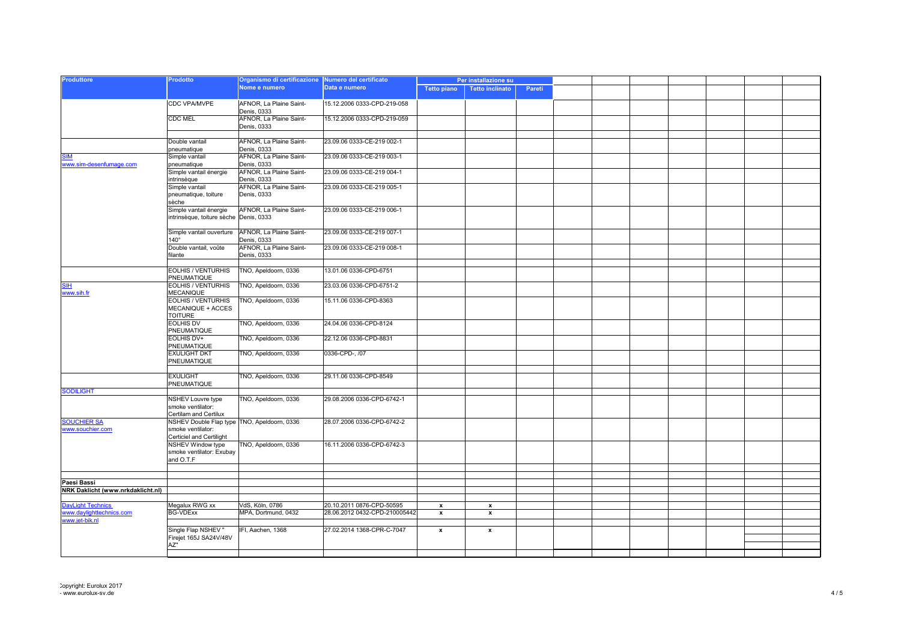| Produttore | Prodotto | Organismo di certificazione Nome e numero | Numero del certificato Data e numero | Per installazione su | | | | | | | | | |
|---|---|---|---|---|---|---|---|---|---|---|---|---|---|
| | | | | Tetto piano | Tetto inclinato | Pareti | | | | | | | |
| | CDC VPA/MVPE | AFNOR, La Plaine Saint-Denis, 0333 | 15.12.2006 0333-CPD-219-058 | | | | | | | | | | |
| | CDC MEL | AFNOR, La Plaine Saint-Denis, 0333 | 15.12.2006 0333-CPD-219-059 | | | | | | | | | | |
| | | | | | | | | | | | | | |
| SIM www.sim-desenfumage.com | Double vantail pneumatique | AFNOR, La Plaine Saint-Denis, 0333 | 23.09.06 0333-CE-219 002-1 | | | | | | | | | | |
| | Simple vantail pneumatique | AFNOR, La Plaine Saint-Denis, 0333 | 23.09.06 0333-CE-219 003-1 | | | | | | | | | | |
| | Simple vantail énergie intrinsèque | AFNOR, La Plaine Saint-Denis, 0333 | 23.09.06 0333-CE-219 004-1 | | | | | | | | | | |
| | Simple vantail pneumatique, toiture sèche | AFNOR, La Plaine Saint-Denis, 0333 | 23.09.06 0333-CE-219 005-1 | | | | | | | | | | |
| | Simple vantail énergie intrinsèque, toiture sèche | AFNOR, La Plaine Saint-Denis, 0333 | 23.09.06 0333-CE-219 006-1 | | | | | | | | | | |
| | Simple vantail ouverture 140° | AFNOR, La Plaine Saint-Denis, 0333 | 23.09.06 0333-CE-219 007-1 | | | | | | | | | | |
| | Double vantail, voûte filante | AFNOR, La Plaine Saint-Denis, 0333 | 23.09.06 0333-CE-219 008-1 | | | | | | | | | | |
| | | | | | | | | | | | | | |
| SIH www.sih.fr | EOLHIS / VENTURHIS PNEUMATIQUE | TNO, Apeldoorn, 0336 | 13.01.06 0336-CPD-6751 | | | | | | | | | | |
| | EOLHIS / VENTURHIS MECANIQUE | TNO, Apeldoorn, 0336 | 23.03.06 0336-CPD-6751-2 | | | | | | | | | | |
| | EOLHIS / VENTURHIS MECANIQUE + ACCES TOITURE | TNO, Apeldoorn, 0336 | 15.11.06 0336-CPD-8363 | | | | | | | | | | |
| | EOLHIS DV PNEUMATIQUE | TNO, Apeldoorn, 0336 | 24.04.06 0336-CPD-8124 | | | | | | | | | | |
| | EOLHIS DV+ PNEUMATIQUE | TNO, Apeldoorn, 0336 | 22.12.06 0336-CPD-8831 | | | | | | | | | | |
| | EXULIGHT DKT PNEUMATIQUE | TNO, Apeldoorn, 0336 | 0336-CPD-, /07 | | | | | | | | | | |
| | | | | | | | | | | | | | |
| SODILIGHT | EXULIGHT PNEUMATIQUE | TNO, Apeldoorn, 0336 | 29.11.06 0336-CPD-8549 | | | | | | | | | | |
| | | | | | | | | | | | | | |
| SOUCHIER SA www.souchier.com | NSHEV Louvre type smoke ventilator: Certilam and Certilux | TNO, Apeldoorn, 0336 | 29.08.2006 0336-CPD-6742-1 | | | | | | | | | | |
| | NSHEV Double Flap type smoke ventilator: Certiciel and Certilight | TNO, Apeldoorn, 0336 | 28.07.2006 0336-CPD-6742-2 | | | | | | | | | | |
| | NSHEV Window type smoke ventilator: Exubay and O.T.F | TNO, Apeldoorn, 0336 | 16.11.2006 0336-CPD-6742-3 | | | | | | | | | | |
| | | | | | | | | | | | | | |
| | | | | | | | | | | | | | |
| **Paesi Bassi** | | | | | | | | | | | | | |
| **NRK Daklicht (www.nrkdaklicht.nl)** | | | | | | | | | | | | | |
| | | | | | | | | | | | | | |
| DayLight Technics www.daylighttechnics.com www.jet-bik.nl | Megalux RWG xx | VdS, Köln, 0786 | 20.10.2011 0876-CPD-50595 | x | x | | | | | | | | |
| | BG-VDExx | MPA, Dortmund, 0432 | 28.06.2012 0432-CPD-210005442 | x | x | | | | | | | | |
| | | | | | | | | | | | | | |
| | Single Flap NSHEV " Firejet 165J SA24V/48V AZ" | IFI, Aachen, 1368 | 27.02.2014 1368-CPR-C-7047 | x | x | | | | | | | | |
| | | | | | | | | | | | | | |

Copyright: Eurolux 2017
- www.eurolux-sv.de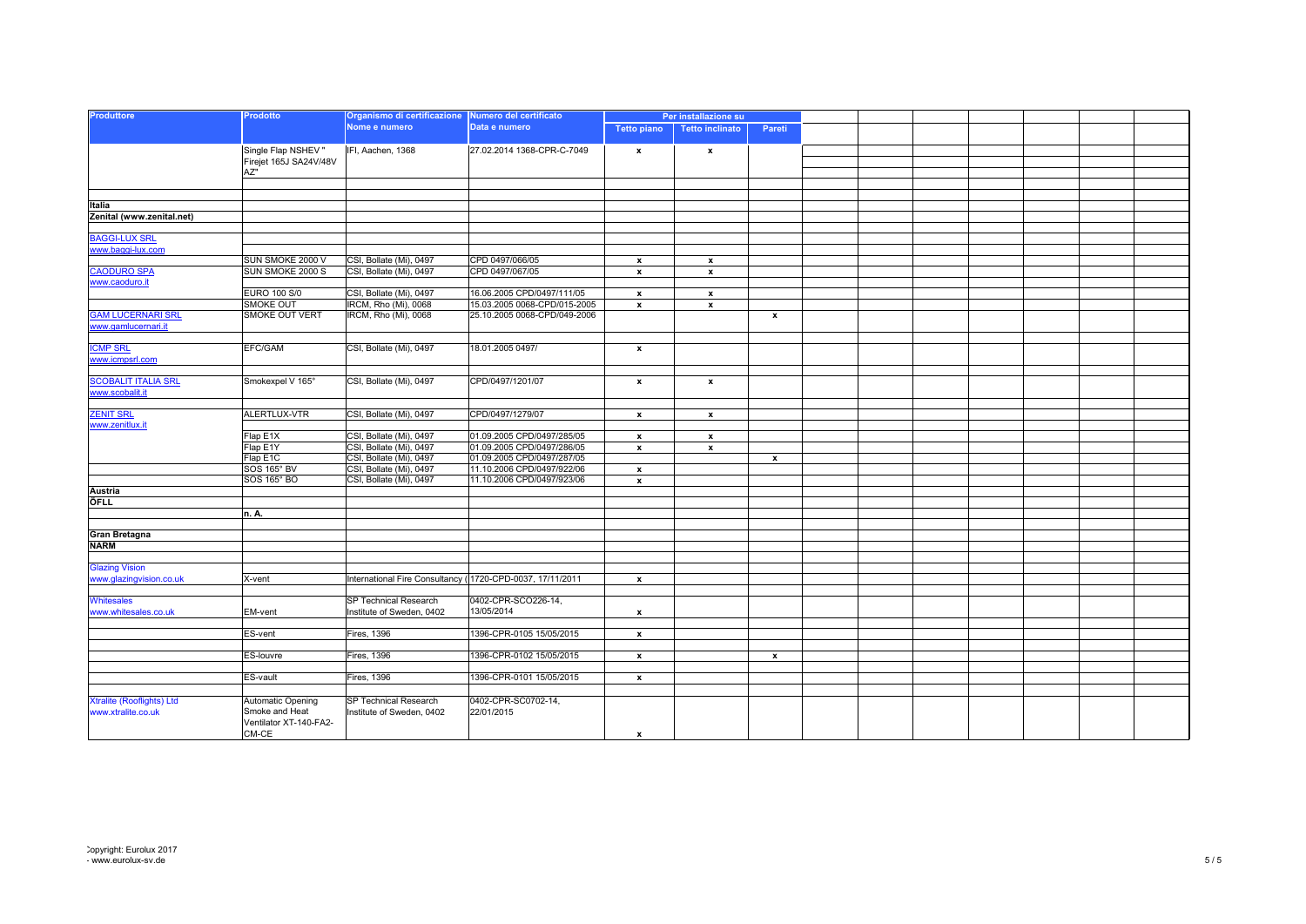| Produttore | Prodotto | Organismo di certificazione Nome e numero | Numero del certificato Data e numero | Per installazione su | | | | | | | | | |
|---|---|---|---|---|---|---|---|---|---|---|---|---|---|
| | | | | Tetto piano | Tetto inclinato | Pareti | | | | | | | |
| | Single Flap NSHEV " Firejet 165J SA24V/48V AZ" | IFI, Aachen, 1368 | 27.02.2014 1368-CPR-C-7049 | x | x | | | | | | | | |
| **Italia** | | | | | | | | | | | | | |
| **Zenital (www.zenital.net)** | | | | | | | | | | | | | |
| BAGGI-LUX SRL www.baggi-lux.com | | | | | | | | | | | | | |
| | SUN SMOKE 2000 V | CSI, Bollate (Mi), 0497 | CPD 0497/066/05 | x | x | | | | | | | | |
| CAODURO SPA www.caoduro.it | SUN SMOKE 2000 S | CSI, Bollate (Mi), 0497 | CPD 0497/067/05 | x | x | | | | | | | | |
| | EURO 100 S/0 | CSI, Bollate (Mi), 0497 | 16.06.2005 CPD/0497/111/05 | x | x | | | | | | | | |
| | SMOKE OUT | IRCM, Rho (Mi), 0068 | 15.03.2005 0068-CPD/015-2005 | x | x | | | | | | | | |
| GAM LUCERNARI SRL www.gamlucernari.it | SMOKE OUT VERT | IRCM, Rho (Mi), 0068 | 25.10.2005 0068-CPD/049-2006 | | | x | | | | | | | |
| ICMP SRL www.icmpsrl.com | EFC/GAM | CSI, Bollate (Mi), 0497 | 18.01.2005 0497/ | x | | | | | | | | | |
| SCOBALIT ITALIA SRL www.scobalit.it | Smokexpel V 165° | CSI, Bollate (Mi), 0497 | CPD/0497/1201/07 | x | x | | | | | | | | |
| ZENIT SRL www.zenitlux.it | ALERTLUX-VTR | CSI, Bollate (Mi), 0497 | CPD/0497/1279/07 | x | x | | | | | | | | |
| | Flap E1X | CSI, Bollate (Mi), 0497 | 01.09.2005 CPD/0497/285/05 | x | x | | | | | | | | |
| | Flap E1Y | CSI, Bollate (Mi), 0497 | 01.09.2005 CPD/0497/286/05 | x | x | | | | | | | | |
| | Flap E1C | CSI, Bollate (Mi), 0497 | 01.09.2005 CPD/0497/287/05 | | | x | | | | | | | |
| | SOS 165° BV | CSI, Bollate (Mi), 0497 | 11.10.2006 CPD/0497/922/06 | x | | | | | | | | | |
| | SOS 165° BO | CSI, Bollate (Mi), 0497 | 11.10.2006 CPD/0497/923/06 | x | | | | | | | | | |
| **Austria** | | | | | | | | | | | | | |
| **ÖFLL** | | | | | | | | | | | | | |
| | **n. A.** | | | | | | | | | | | | |
| **Gran Bretagna** | | | | | | | | | | | | | |
| **NARM** | | | | | | | | | | | | | |
| Glazing Vision www.glazingvision.co.uk | X-vent | International Fire Consultancy ( | 1720-CPD-0037, 17/11/2011 | x | | | | | | | | | |
| Whitesales www.whitesales.co.uk | EM-vent | SP Technical Research Institute of Sweden, 0402 | 0402-CPR-SCO226-14, 13/05/2014 | x | | | | | | | | | |
| | ES-vent | Fires, 1396 | 1396-CPR-0105 15/05/2015 | x | | | | | | | | | |
| | ES-louvre | Fires, 1396 | 1396-CPR-0102 15/05/2015 | x | | x | | | | | | | |
| | ES-vault | Fires, 1396 | 1396-CPR-0101 15/05/2015 | x | | | | | | | | | |
| Xtralite (Rooflights) Ltd www.xtralite.co.uk | Automatic Opening Smoke and Heat Ventilator XT-140-FA2-CM-CE | SP Technical Research Institute of Sweden, 0402 | 0402-CPR-SC0702-14, 22/01/2015 | x | | | | | | | | | |

Copyright: Eurolux 2017
- www.eurolux-sv.de